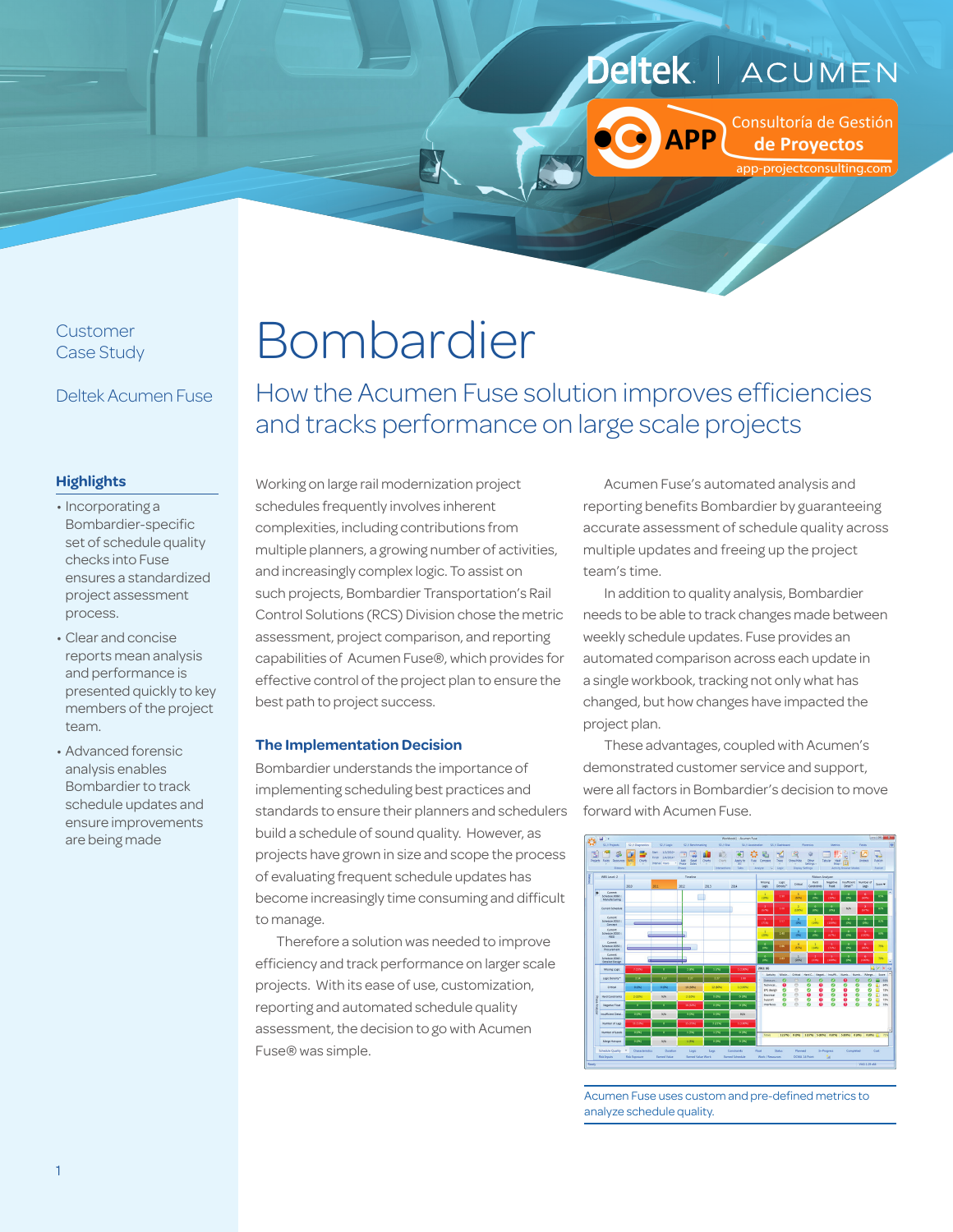Deltek | ACUMEN

APP Consultoría de Gestión de Proyectos
app-projectconsulting.com

Customer Case Study

Deltek Acumen Fuse

# Bombardier

## How the Acumen Fuse solution improves efficiencies and tracks performance on large scale projects

### Highlights

- Incorporating a Bombardier-specific set of schedule quality checks into Fuse ensures a standardized project assessment process.
- Clear and concise reports mean analysis and performance is presented quickly to key members of the project team.
- Advanced forensic analysis enables Bombardier to track schedule updates and ensure improvements are being made

Working on large rail modernization project schedules frequently involves inherent complexities, including contributions from multiple planners, a growing number of activities, and increasingly complex logic. To assist on such projects, Bombardier Transportation's Rail Control Solutions (RCS) Division chose the metric assessment, project comparison, and reporting capabilities of Acumen Fuse®, which provides for effective control of the project plan to ensure the best path to project success.

### The Implementation Decision

Bombardier understands the importance of implementing scheduling best practices and standards to ensure their planners and schedulers build a schedule of sound quality. However, as projects have grown in size and scope the process of evaluating frequent schedule updates has become increasingly time consuming and difficult to manage.

Therefore a solution was needed to improve efficiency and track performance on larger scale projects. With its ease of use, customization, reporting and automated schedule quality assessment, the decision to go with Acumen Fuse® was simple.

Acumen Fuse's automated analysis and reporting benefits Bombardier by guaranteeing accurate assessment of schedule quality across multiple updates and freeing up the project team's time.

In addition to quality analysis, Bombardier needs to be able to track changes made between weekly schedule updates. Fuse provides an automated comparison across each update in a single workbook, tracking not only what has changed, but how changes have impacted the project plan.

These advantages, coupled with Acumen's demonstrated customer service and support, were all factors in Bombardier's decision to move forward with Acumen Fuse.

Acumen Fuse uses custom and pre-defined metrics to analyze schedule quality.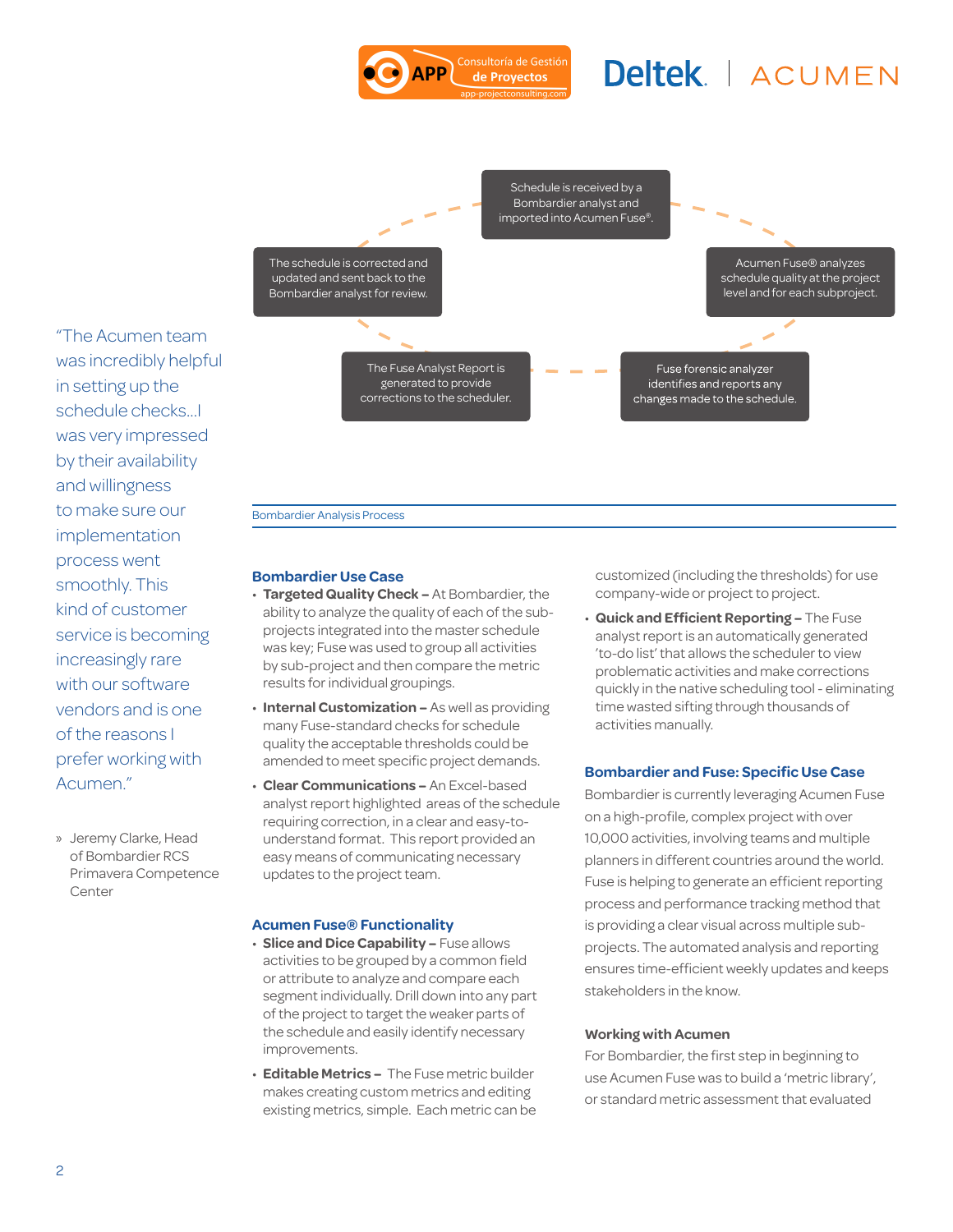Schedule is received by a Bombardier analyst and imported into Acumen Fuse®.

Acumen Fuse® analyzes schedule quality at the project level and for each subproject.

Fuse forensic analyzer identifies and reports any changes made to the schedule.

The Fuse Analyst Report is generated to provide corrections to the scheduler.

The schedule is corrected and updated and sent back to the Bombardier analyst for review.

Bombardier Analysis Process

> "The Acumen team was incredibly helpful in setting up the schedule checks...I was very impressed by their availability and willingness to make sure our implementation process went smoothly. This kind of customer service is becoming increasingly rare with our software vendors and is one of the reasons I prefer working with Acumen."
>
> » Jeremy Clarke, Head of Bombardier RCS Primavera Competence Center

### Bombardier Use Case

- **Targeted Quality Check –** At Bombardier, the ability to analyze the quality of each of the sub-projects integrated into the master schedule was key; Fuse was used to group all activities by sub-project and then compare the metric results for individual groupings.
- **Internal Customization –** As well as providing many Fuse-standard checks for schedule quality the acceptable thresholds could be amended to meet specific project demands.
- **Clear Communications –** An Excel-based analyst report highlighted areas of the schedule requiring correction, in a clear and easy-to-understand format. This report provided an easy means of communicating necessary updates to the project team.

### Acumen Fuse® Functionality

- **Slice and Dice Capability –** Fuse allows activities to be grouped by a common field or attribute to analyze and compare each segment individually. Drill down into any part of the project to target the weaker parts of the schedule and easily identify necessary improvements.
- **Editable Metrics –** The Fuse metric builder makes creating custom metrics and editing existing metrics, simple. Each metric can be customized (including the thresholds) for use company-wide or project to project.
- **Quick and Efficient Reporting –** The Fuse analyst report is an automatically generated 'to-do list' that allows the scheduler to view problematic activities and make corrections quickly in the native scheduling tool - eliminating time wasted sifting through thousands of activities manually.

### Bombardier and Fuse: Specific Use Case

Bombardier is currently leveraging Acumen Fuse on a high-profile, complex project with over 10,000 activities, involving teams and multiple planners in different countries around the world. Fuse is helping to generate an efficient reporting process and performance tracking method that is providing a clear visual across multiple sub-projects. The automated analysis and reporting ensures time-efficient weekly updates and keeps stakeholders in the know.

#### Working with Acumen

For Bombardier, the first step in beginning to use Acumen Fuse was to build a 'metric library', or standard metric assessment that evaluated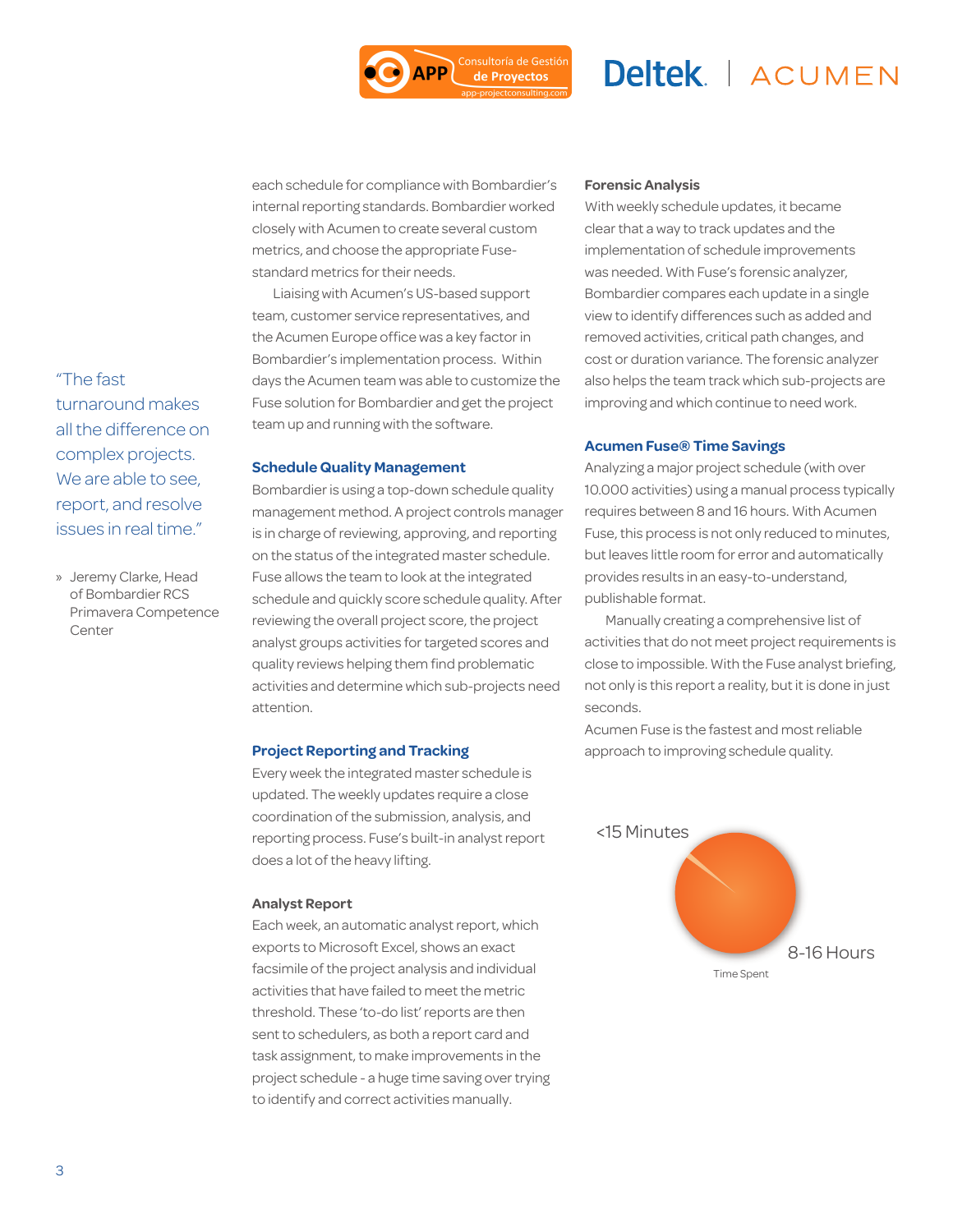> "The fast turnaround makes all the difference on complex projects. We are able to see, report, and resolve issues in real time."
>
> » Jeremy Clarke, Head of Bombardier RCS Primavera Competence Center

each schedule for compliance with Bombardier's internal reporting standards. Bombardier worked closely with Acumen to create several custom metrics, and choose the appropriate Fuse-standard metrics for their needs.

Liaising with Acumen's US-based support team, customer service representatives, and the Acumen Europe office was a key factor in Bombardier's implementation process. Within days the Acumen team was able to customize the Fuse solution for Bombardier and get the project team up and running with the software.

## Schedule Quality Management

Bombardier is using a top-down schedule quality management method. A project controls manager is in charge of reviewing, approving, and reporting on the status of the integrated master schedule. Fuse allows the team to look at the integrated schedule and quickly score schedule quality. After reviewing the overall project score, the project analyst groups activities for targeted scores and quality reviews helping them find problematic activities and determine which sub-projects need attention.

## Project Reporting and Tracking

Every week the integrated master schedule is updated. The weekly updates require a close coordination of the submission, analysis, and reporting process. Fuse's built-in analyst report does a lot of the heavy lifting.

### Analyst Report

Each week, an automatic analyst report, which exports to Microsoft Excel, shows an exact facsimile of the project analysis and individual activities that have failed to meet the metric threshold. These 'to-do list' reports are then sent to schedulers, as both a report card and task assignment, to make improvements in the project schedule - a huge time saving over trying to identify and correct activities manually.

### Forensic Analysis

With weekly schedule updates, it became clear that a way to track updates and the implementation of schedule improvements was needed. With Fuse's forensic analyzer, Bombardier compares each update in a single view to identify differences such as added and removed activities, critical path changes, and cost or duration variance. The forensic analyzer also helps the team track which sub-projects are improving and which continue to need work.

## Acumen Fuse® Time Savings

Analyzing a major project schedule (with over 10.000 activities) using a manual process typically requires between 8 and 16 hours. With Acumen Fuse, this process is not only reduced to minutes, but leaves little room for error and automatically provides results in an easy-to-understand, publishable format.

Manually creating a comprehensive list of activities that do not meet project requirements is close to impossible. With the Fuse analyst briefing, not only is this report a reality, but it is done in just seconds.

Acumen Fuse is the fastest and most reliable approach to improving schedule quality.

<15 Minutes

8-16 Hours

Time Spent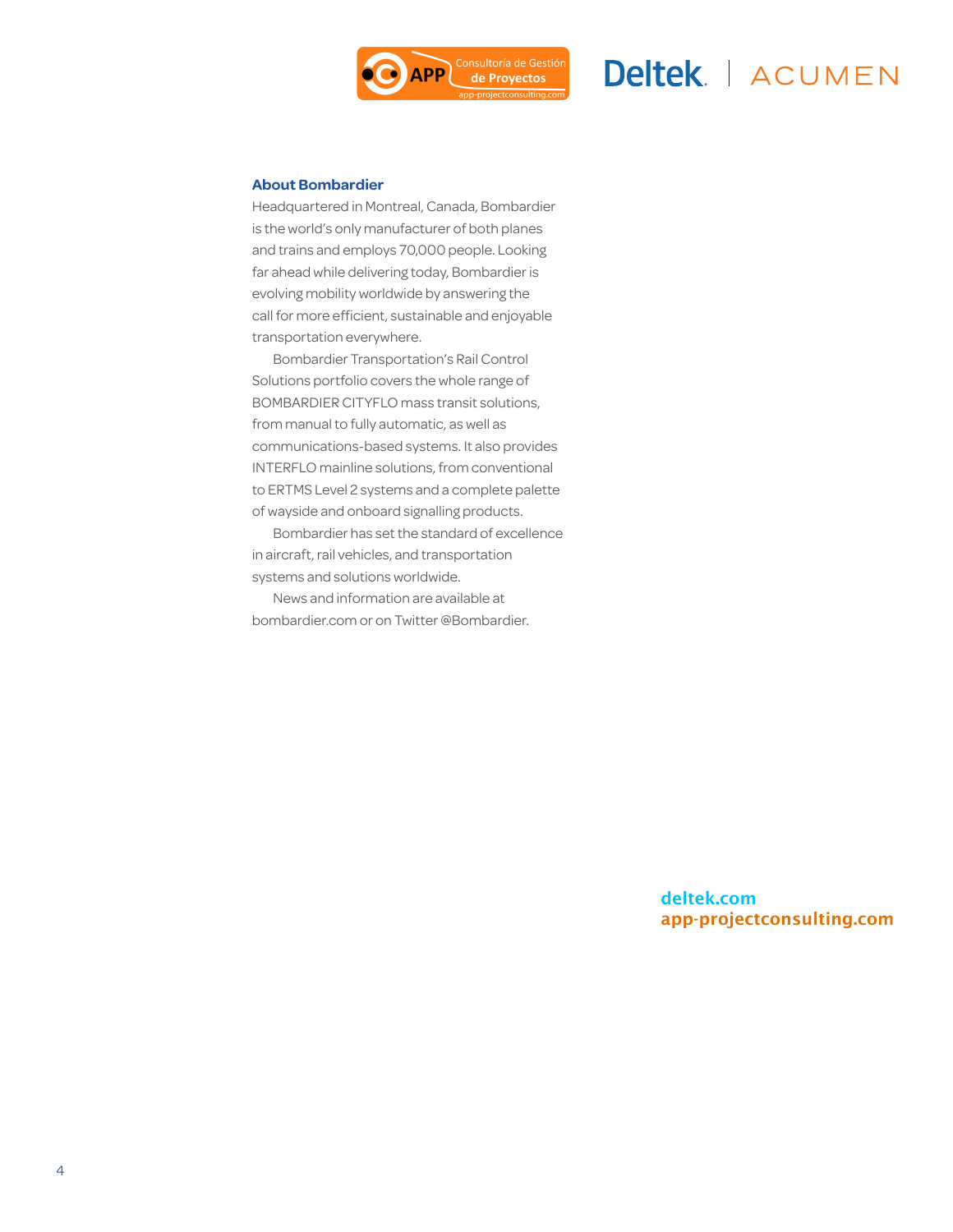## About Bombardier

Headquartered in Montreal, Canada, Bombardier is the world's only manufacturer of both planes and trains and employs 70,000 people. Looking far ahead while delivering today, Bombardier is evolving mobility worldwide by answering the call for more efficient, sustainable and enjoyable transportation everywhere.

Bombardier Transportation's Rail Control Solutions portfolio covers the whole range of BOMBARDIER CITYFLO mass transit solutions, from manual to fully automatic, as well as communications-based systems. It also provides INTERFLO mainline solutions, from conventional to ERTMS Level 2 systems and a complete palette of wayside and onboard signalling products.

Bombardier has set the standard of excellence in aircraft, rail vehicles, and transportation systems and solutions worldwide.

News and information are available at bombardier.com or on Twitter @Bombardier.

**deltek.com**
**app-projectconsulting.com**